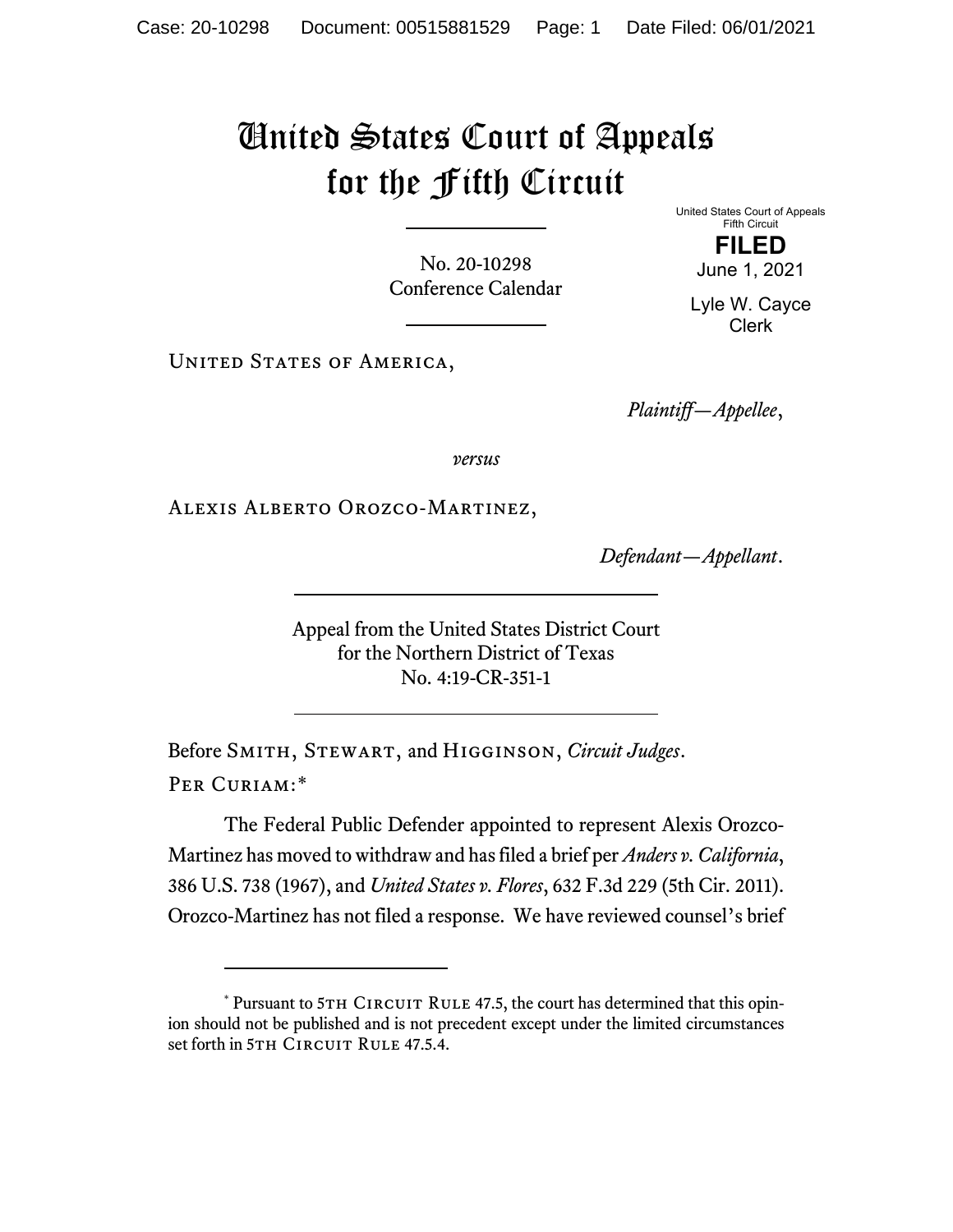# United States Court of Appeals for the Fifth Circuit

United States Court of Appeals
Fifth Circuit

**FILED**

June 1, 2021

Lyle W. Cayce
Clerk

No. 20-10298
Conference Calendar

United States of America,

*Plaintiff—Appellee*,

*versus*

Alexis Alberto Orozco-Martinez,

*Defendant—Appellant*.

Appeal from the United States District Court
for the Northern District of Texas
No. 4:19-CR-351-1

Before Smith, Stewart, and Higginson, *Circuit Judges*.

Per Curiam:*

The Federal Public Defender appointed to represent Alexis Orozco-Martinez has moved to withdraw and has filed a brief per *Anders v. California*, 386 U.S. 738 (1967), and *United States v. Flores*, 632 F.3d 229 (5th Cir. 2011). Orozco-Martinez has not filed a response. We have reviewed counsel's brief

---

\* Pursuant to 5th Circuit Rule 47.5, the court has determined that this opinion should not be published and is not precedent except under the limited circumstances set forth in 5th Circuit Rule 47.5.4.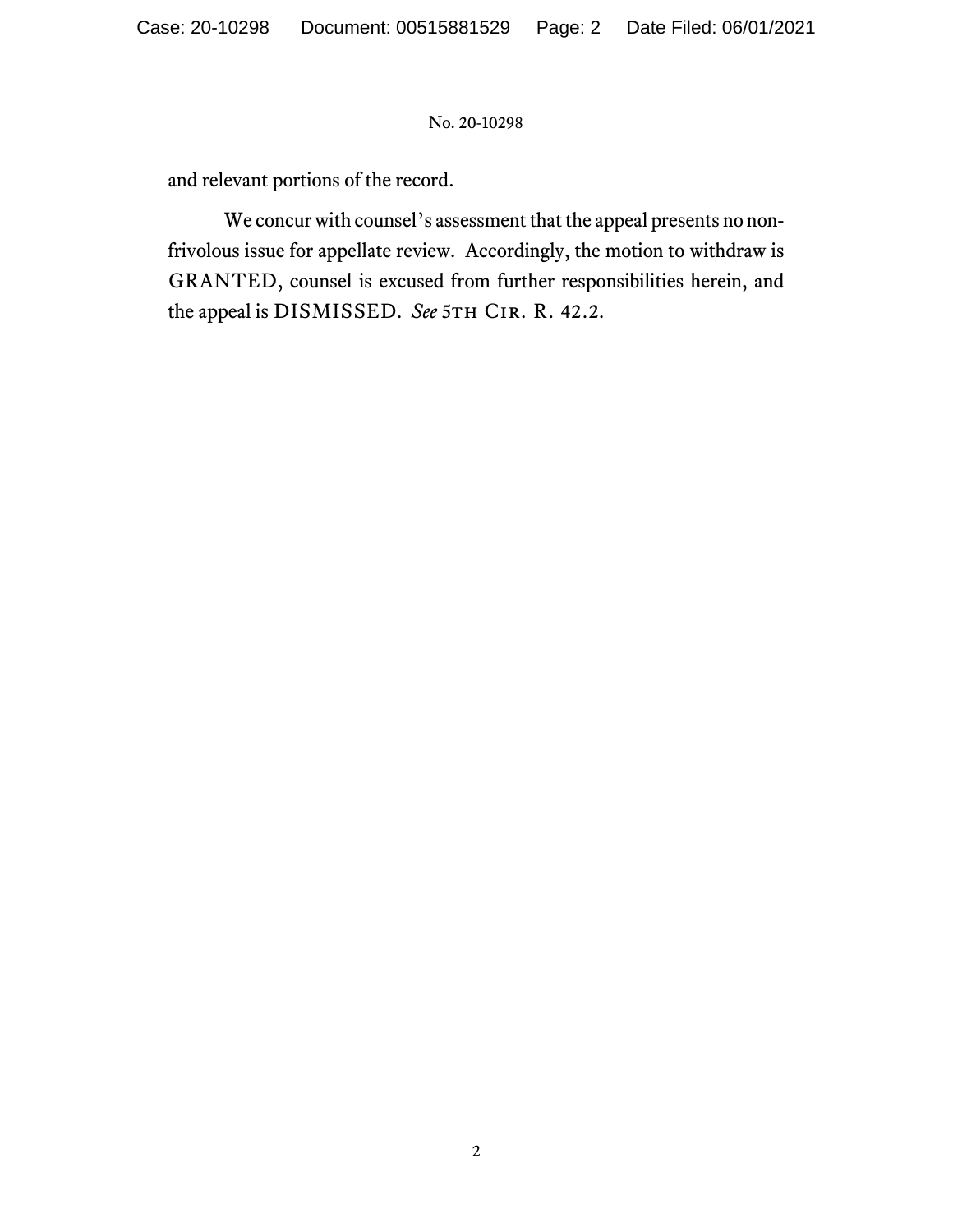and relevant portions of the record.

We concur with counsel's assessment that the appeal presents no non-frivolous issue for appellate review. Accordingly, the motion to withdraw is GRANTED, counsel is excused from further responsibilities herein, and the appeal is DISMISSED. *See* 5TH CIR. R. 42.2.